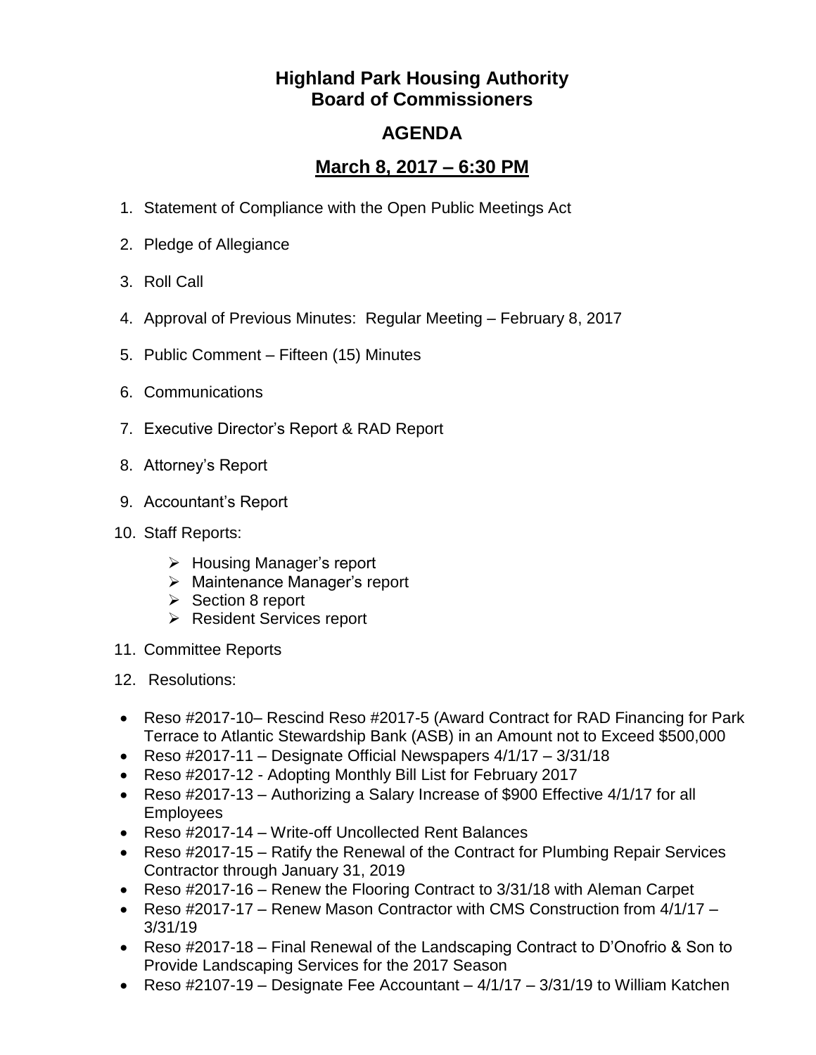# Highland Park Housing Authority
# Board of Commissioners

## AGENDA

## March 8, 2017 – 6:30 PM

1. Statement of Compliance with the Open Public Meetings Act
2. Pledge of Allegiance
3. Roll Call
4. Approval of Previous Minutes: Regular Meeting – February 8, 2017
5. Public Comment – Fifteen (15) Minutes
6. Communications
7. Executive Director's Report & RAD Report
8. Attorney's Report
9. Accountant's Report
10. Staff Reports:
    - Housing Manager's report
    - Maintenance Manager's report
    - Section 8 report
    - Resident Services report
11. Committee Reports
12. Resolutions:

- Reso #2017-10– Rescind Reso #2017-5 (Award Contract for RAD Financing for Park Terrace to Atlantic Stewardship Bank (ASB) in an Amount not to Exceed $500,000
- Reso #2017-11 – Designate Official Newspapers 4/1/17 – 3/31/18
- Reso #2017-12 - Adopting Monthly Bill List for February 2017
- Reso #2017-13 – Authorizing a Salary Increase of $900 Effective 4/1/17 for all Employees
- Reso #2017-14 – Write-off Uncollected Rent Balances
- Reso #2017-15 – Ratify the Renewal of the Contract for Plumbing Repair Services Contractor through January 31, 2019
- Reso #2017-16 – Renew the Flooring Contract to 3/31/18 with Aleman Carpet
- Reso #2017-17 – Renew Mason Contractor with CMS Construction from 4/1/17 – 3/31/19
- Reso #2017-18 – Final Renewal of the Landscaping Contract to D'Onofrio & Son to Provide Landscaping Services for the 2017 Season
- Reso #2107-19 – Designate Fee Accountant – 4/1/17 – 3/31/19 to William Katchen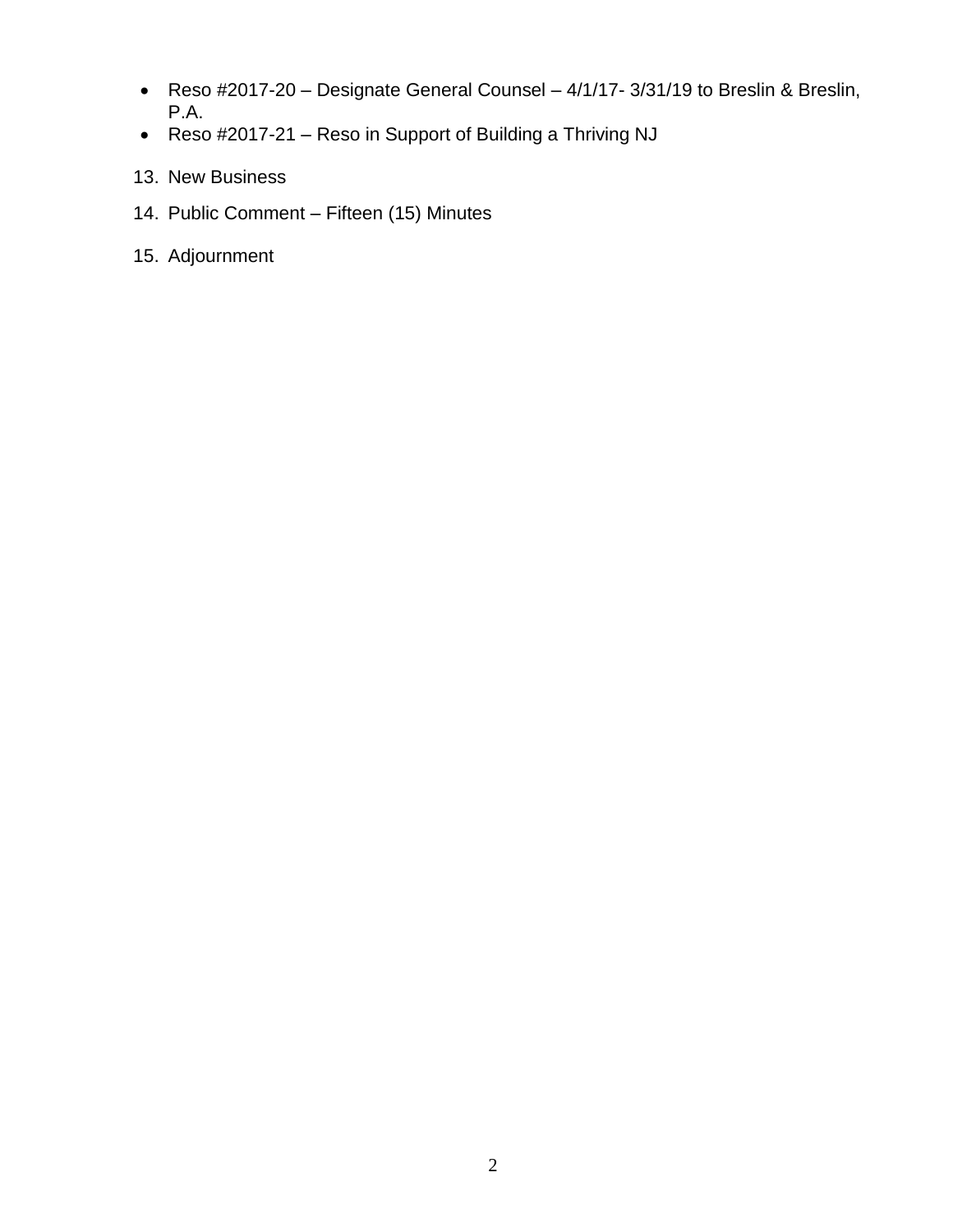- Reso #2017-20 – Designate General Counsel – 4/1/17- 3/31/19 to Breslin & Breslin, P.A.
- Reso #2017-21 – Reso in Support of Building a Thriving NJ

13. New Business

14. Public Comment – Fifteen (15) Minutes

15. Adjournment